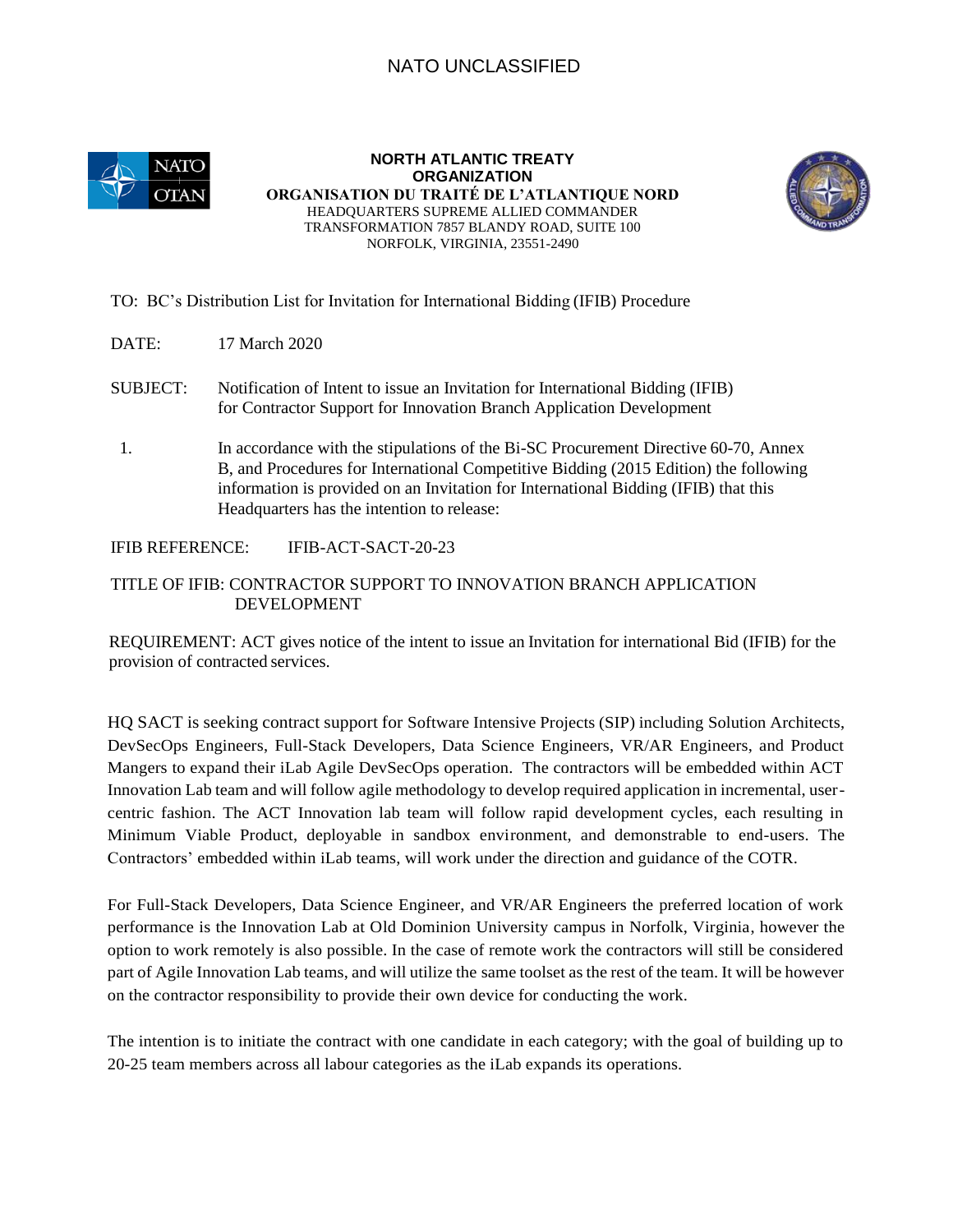NATO UNCLASSIFIED

**NORTH ATLANTIC TREATY ORGANIZATION**
**ORGANISATION DU TRAITÉ DE L'ATLANTIQUE NORD**
HEADQUARTERS SUPREME ALLIED COMMANDER TRANSFORMATION 7857 BLANDY ROAD, SUITE 100
NORFOLK, VIRGINIA, 23551-2490

TO: BC's Distribution List for Invitation for International Bidding (IFIB) Procedure

DATE: 17 March 2020

SUBJECT: Notification of Intent to issue an Invitation for International Bidding (IFIB) for Contractor Support for Innovation Branch Application Development

1. In accordance with the stipulations of the Bi-SC Procurement Directive 60-70, Annex B, and Procedures for International Competitive Bidding (2015 Edition) the following information is provided on an Invitation for International Bidding (IFIB) that this Headquarters has the intention to release:

IFIB REFERENCE: IFIB-ACT-SACT-20-23

TITLE OF IFIB: CONTRACTOR SUPPORT TO INNOVATION BRANCH APPLICATION DEVELOPMENT

REQUIREMENT: ACT gives notice of the intent to issue an Invitation for international Bid (IFIB) for the provision of contracted services.

HQ SACT is seeking contract support for Software Intensive Projects (SIP) including Solution Architects, DevSecOps Engineers, Full-Stack Developers, Data Science Engineers, VR/AR Engineers, and Product Mangers to expand their iLab Agile DevSecOps operation. The contractors will be embedded within ACT Innovation Lab team and will follow agile methodology to develop required application in incremental, user-centric fashion. The ACT Innovation lab team will follow rapid development cycles, each resulting in Minimum Viable Product, deployable in sandbox environment, and demonstrable to end-users. The Contractors' embedded within iLab teams, will work under the direction and guidance of the COTR.

For Full-Stack Developers, Data Science Engineer, and VR/AR Engineers the preferred location of work performance is the Innovation Lab at Old Dominion University campus in Norfolk, Virginia, however the option to work remotely is also possible. In the case of remote work the contractors will still be considered part of Agile Innovation Lab teams, and will utilize the same toolset as the rest of the team. It will be however on the contractor responsibility to provide their own device for conducting the work.

The intention is to initiate the contract with one candidate in each category; with the goal of building up to 20-25 team members across all labour categories as the iLab expands its operations.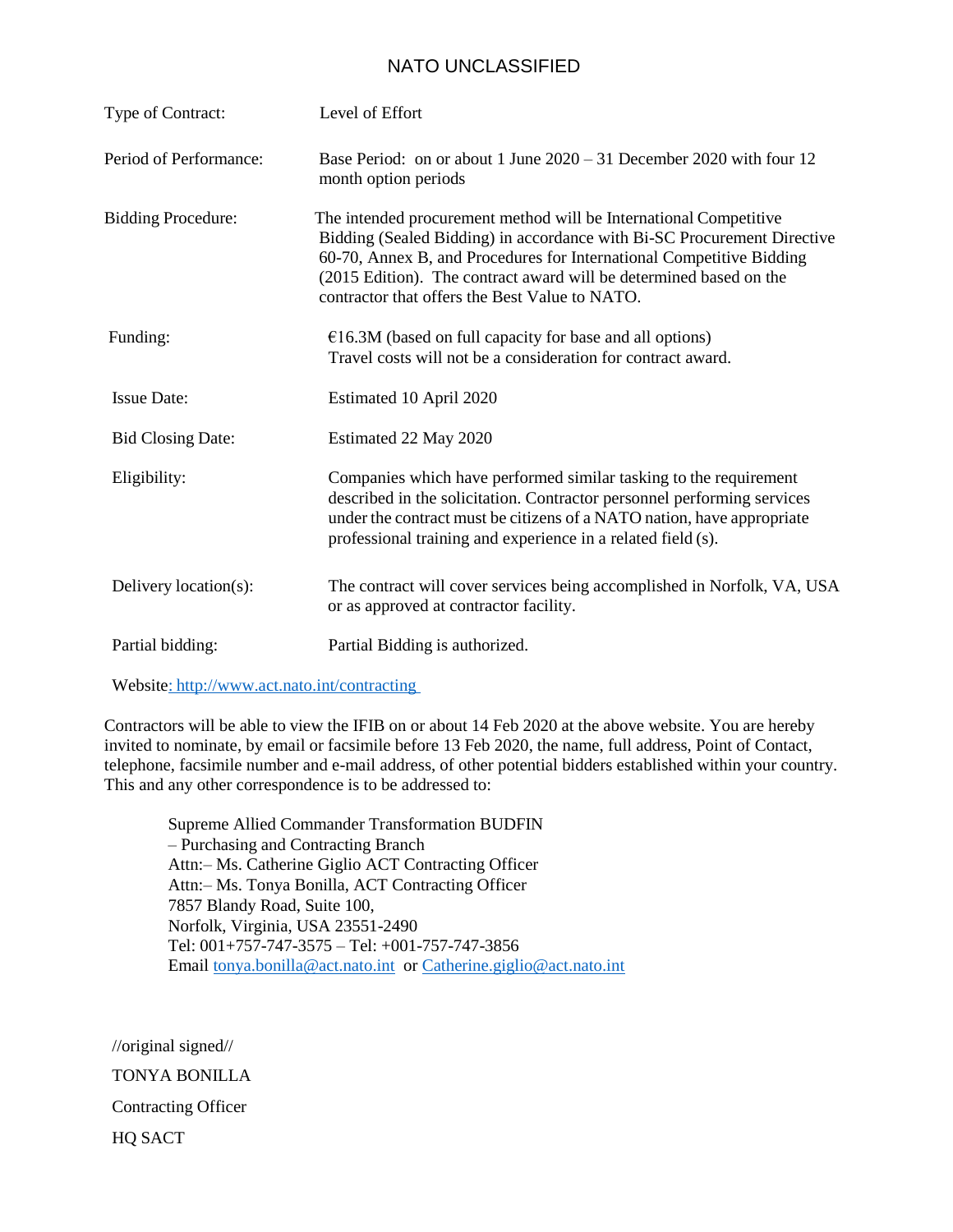NATO UNCLASSIFIED

| | |
|---|---|
| Type of Contract: | Level of Effort |
| Period of Performance: | Base Period: on or about 1 June 2020 – 31 December 2020 with four 12 month option periods |
| Bidding Procedure: | The intended procurement method will be International Competitive Bidding (Sealed Bidding) in accordance with Bi-SC Procurement Directive 60-70, Annex B, and Procedures for International Competitive Bidding (2015 Edition). The contract award will be determined based on the contractor that offers the Best Value to NATO. |
| Funding: | €16.3M (based on full capacity for base and all options) Travel costs will not be a consideration for contract award. |
| Issue Date: | Estimated 10 April 2020 |
| Bid Closing Date: | Estimated 22 May 2020 |
| Eligibility: | Companies which have performed similar tasking to the requirement described in the solicitation. Contractor personnel performing services under the contract must be citizens of a NATO nation, have appropriate professional training and experience in a related field (s). |
| Delivery location(s): | The contract will cover services being accomplished in Norfolk, VA, USA or as approved at contractor facility. |
| Partial bidding: | Partial Bidding is authorized. |

Website: http://www.act.nato.int/contracting

Contractors will be able to view the IFIB on or about 14 Feb 2020 at the above website. You are hereby invited to nominate, by email or facsimile before 13 Feb 2020, the name, full address, Point of Contact, telephone, facsimile number and e-mail address, of other potential bidders established within your country. This and any other correspondence is to be addressed to:

Supreme Allied Commander Transformation BUDFIN
– Purchasing and Contracting Branch
Attn:– Ms. Catherine Giglio ACT Contracting Officer
Attn:– Ms. Tonya Bonilla, ACT Contracting Officer
7857 Blandy Road, Suite 100,
Norfolk, Virginia, USA 23551-2490
Tel: 001+757-747-3575 – Tel: +001-757-747-3856
Email tonya.bonilla@act.nato.int or Catherine.giglio@act.nato.int

//original signed//

TONYA BONILLA

Contracting Officer

HQ SACT